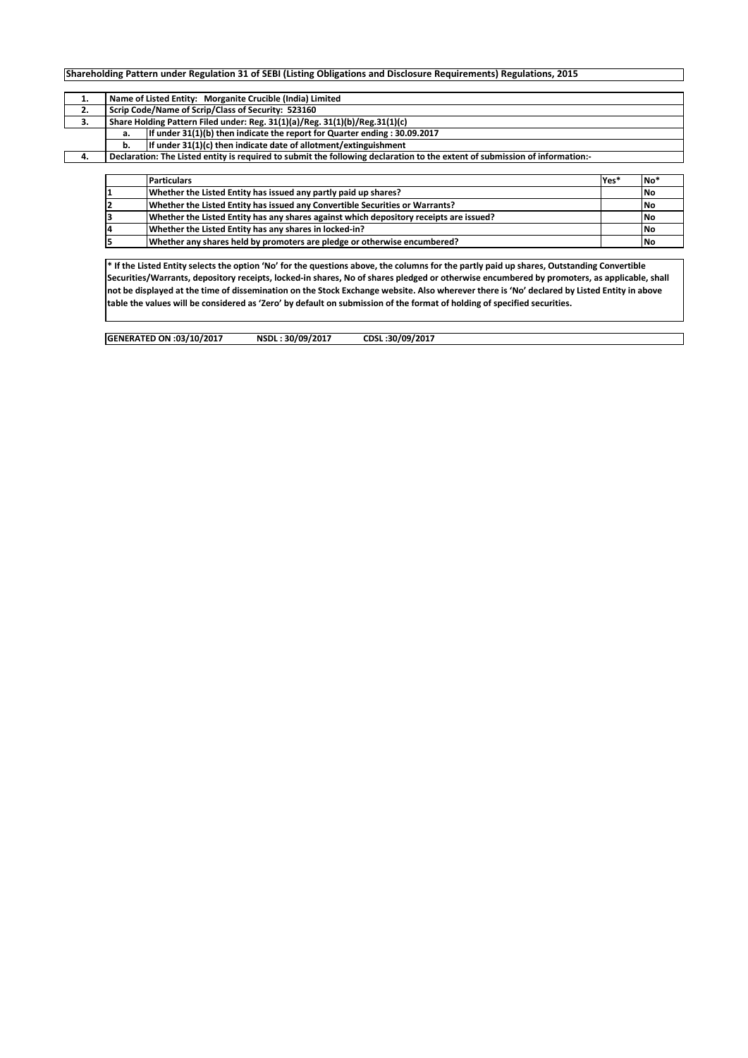**Shareholding Pattern under Regulation 31 of SEBI (Listing Obligations and Disclosure Requirements) Regulations, 2015**

| | | |
|---|---|---|
| **1.** | **Name of Listed Entity: Morganite Crucible (India) Limited** | |
| **2.** | **Scrip Code/Name of Scrip/Class of Security: 523160** | |
| **3.** | **Share Holding Pattern Filed under: Reg. 31(1)(a)/Reg. 31(1)(b)/Reg.31(1)(c)** | |
| | **a.** | **If under 31(1)(b) then indicate the report for Quarter ending : 30.09.2017** |
| | **b.** | **If under 31(1)(c) then indicate date of allotment/extinguishment** |
| **4.** | **Declaration: The Listed entity is required to submit the following declaration to the extent of submission of information:-** | |

| | Particulars | Yes* | No* |
|---|---|---|---|
| 1 | Whether the Listed Entity has issued any partly paid up shares? | | No |
| 2 | Whether the Listed Entity has issued any Convertible Securities or Warrants? | | No |
| 3 | Whether the Listed Entity has any shares against which depository receipts are issued? | | No |
| 4 | Whether the Listed Entity has any shares in locked-in? | | No |
| 5 | Whether any shares held by promoters are pledge or otherwise encumbered? | | No |

**\* If the Listed Entity selects the option 'No' for the questions above, the columns for the partly paid up shares, Outstanding Convertible Securities/Warrants, depository receipts, locked-in shares, No of shares pledged or otherwise encumbered by promoters, as applicable, shall not be displayed at the time of dissemination on the Stock Exchange website. Also wherever there is 'No' declared by Listed Entity in above table the values will be considered as 'Zero' by default on submission of the format of holding of specified securities.**

**GENERATED ON :03/10/2017 NSDL : 30/09/2017 CDSL :30/09/2017**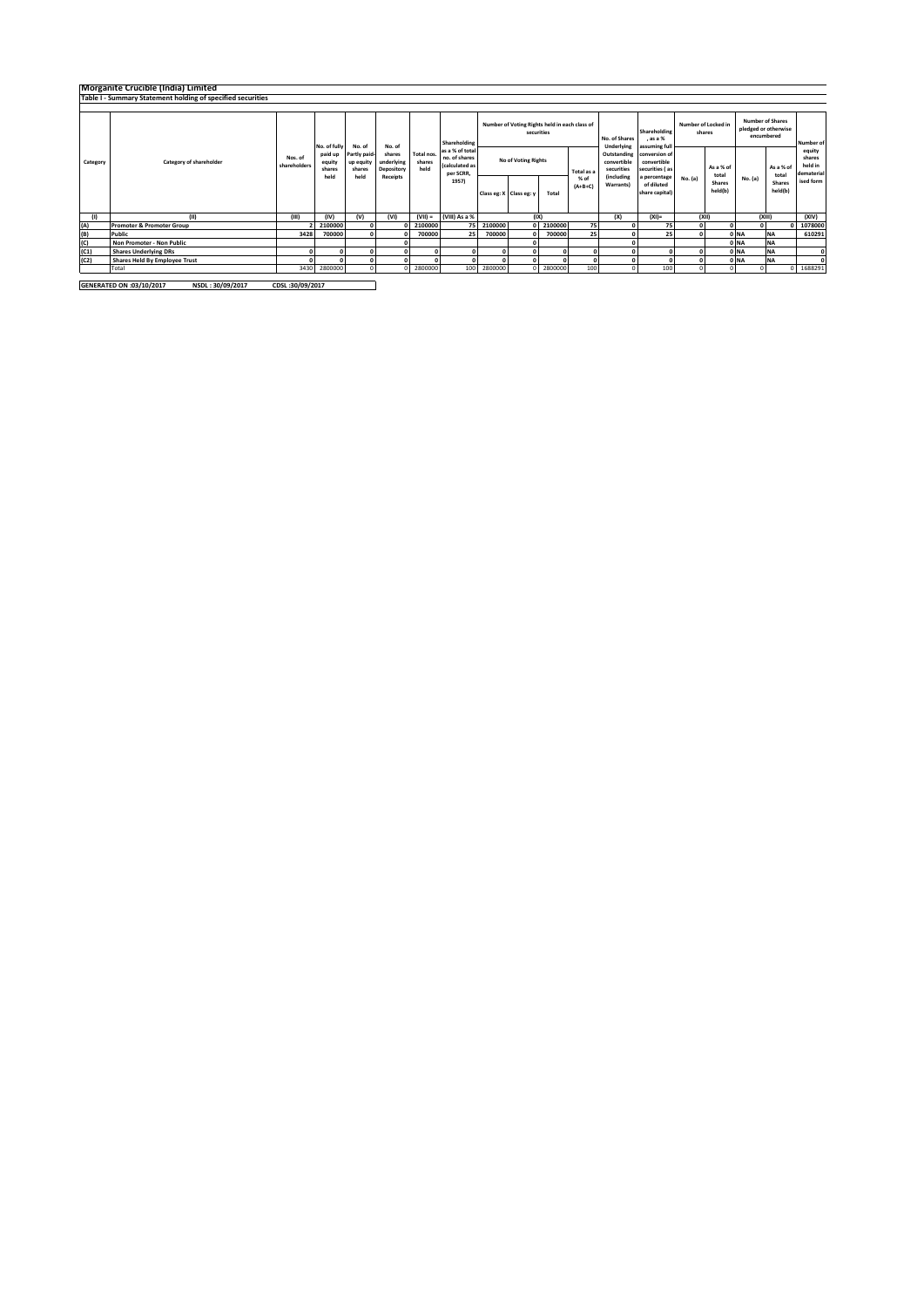# Morganite Crucible (India) Limited

## Table I - Summary Statement holding of specified securities

| Category | Category of shareholder | Nos. of shareholders | No. of fully paid up equity shares held | No. of Partly paid-up equity shares held | No. of shares underlying Depository Receipts | Total nos. shares held | Shareholding as a % of total no. of shares (calculated as per SCRR, 1957) | Number of Voting Rights held in each class of securities | | | | No. of Shares Underlying Outstanding convertible securities (including Warrants) | Shareholding , as a % assuming full conversion of convertible securities ( as a percentage of diluted share capital) | Number of Locked in shares | | Number of Shares pledged or otherwise encumbered | | Number of equity shares held in dematerialised form |
|---|---|---|---|---|---|---|---|---|---|---|---|---|---|---|---|---|---|---|
| | | | | | | | | No of Voting Rights | | | Total as a % of (A+B+C) | | | No. (a) | As a % of total Shares held(b) | No. (a) | As a % of total Shares held(b) | |
| | | | | | | | | Class eg: X | Class eg: y | Total | | | | | | | | |
| (I) | (II) | (III) | (IV) | (V) | (VI) | (VII) = | (VIII) As a % | (IX) | | | | (X) | (XI)= | (XII) | | (XIII) | | (XIV) |
| (A) | Promoter & Promoter Group | 2 | 2100000 | 0 | 0 | 2100000 | 75 | 2100000 | 0 | 2100000 | 75 | 0 | 75 | 0 | 0 | 0 | 0 | 1078000 |
| (B) | Public | 3428 | 700000 | 0 | 0 | 700000 | 25 | 700000 | 0 | 700000 | 25 | 0 | 25 | 0 | 0 | NA | NA | 610291 |
| (C) | Non Promoter - Non Public | | | | 0 | | | | 0 | | | 0 | | | 0 | NA | NA | |
| (C1) | Shares Underlying DRs | 0 | 0 | 0 | 0 | 0 | 0 | 0 | 0 | 0 | 0 | 0 | 0 | 0 | 0 | NA | NA | 0 |
| (C2) | Shares Held By Employee Trust | 0 | 0 | 0 | 0 | 0 | 0 | 0 | 0 | 0 | 0 | 0 | 0 | 0 | 0 | NA | NA | 0 |
| | Total | 3430 | 2800000 | 0 | 0 | 2800000 | 100 | 2800000 | 0 | 2800000 | 100 | 0 | 100 | 0 | 0 | 0 | 0 | 1688291 |

**GENERATED ON :03/10/2017 NSDL : 30/09/2017 CDSL :30/09/2017**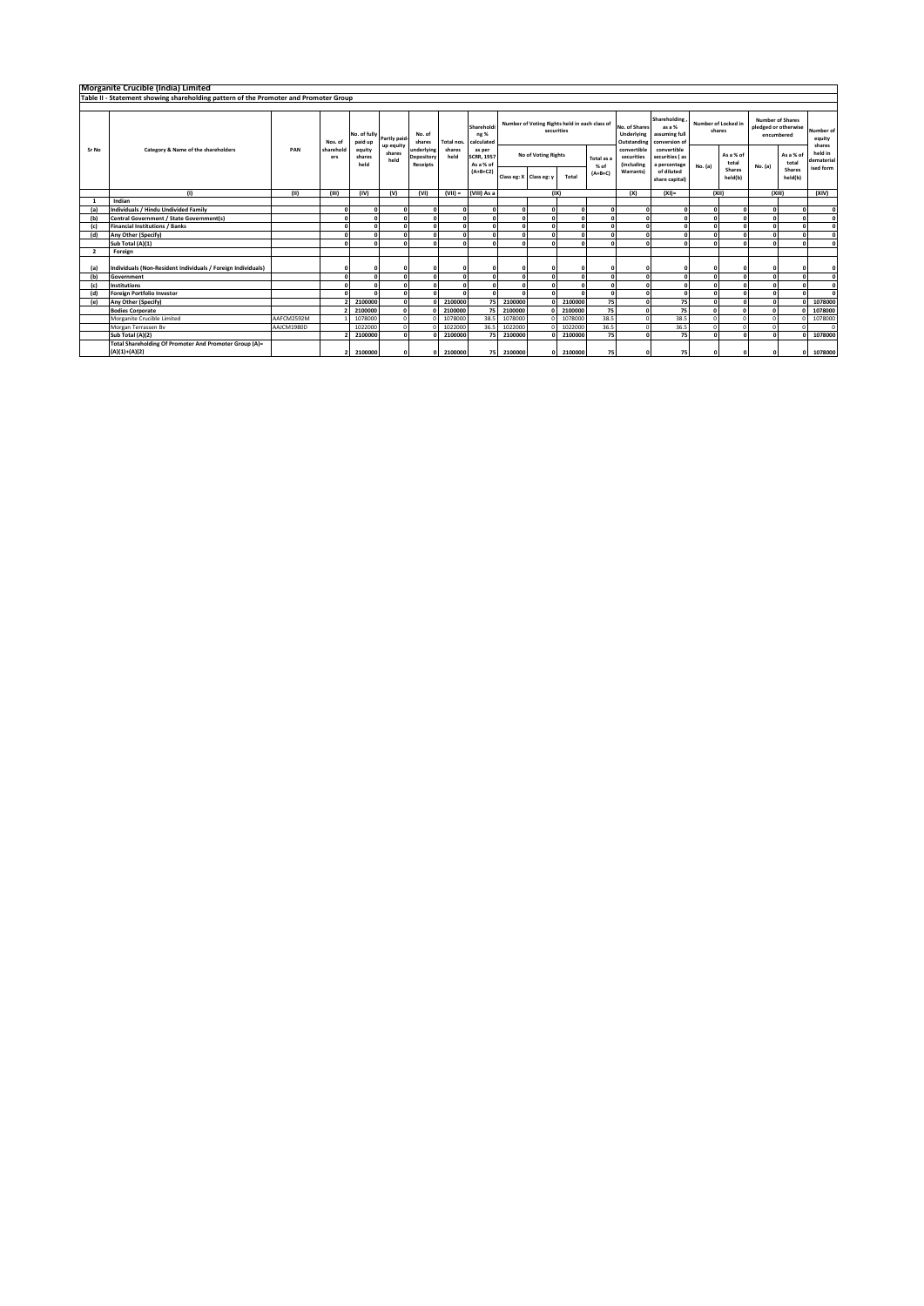# Morganite Crucible (India) Limited

## Table II - Statement showing shareholding pattern of the Promoter and Promoter Group

| Sr No | Category & Name of the shareholders | PAN | Nos. of shareholders | No. of fully paid up equity shares held | Partly paid-up equity shares held | No. of shares underlying Depository Receipts | Total nos. shares held | Shareholding % calculated as per SCRR, 1957 As a % of (A+B+C2) | Number of Voting Rights held in each class of securities | | | | No. of Shares Underlying Outstanding convertible securities (including Warrants) | Shareholding , as a % assuming full conversion of convertible securities ( as a percentage of diluted share capital) | Number of Locked in shares | | Number of Shares pledged or otherwise encumbered | | Number of equity shares held in dematerialised form |
|---|---|---|---|---|---|---|---|---|---|---|---|---|---|---|---|---|---|---|---|
| | | | | | | | | | No of Voting Rights | | | Total as a % of (A+B+C) | | | No. (a) | As a % of total Shares held(b) | No. (a) | As a % of total Shares held(b) | |
| | | | | | | | | | Class eg: X | Class eg: y | Total | | | | | | | | |
| | (I) | (II) | (III) | (IV) | (V) | (VI) | (VII) = | (VIII) As a | (IX) | | | | (X) | (XI)= | (XII) | | (XIII) | | (XIV) |
| 1 | Indian | | | | | | | | | | | | | | | | | | |
| (a) | Individuals / Hindu Undivided Family | | 0 | 0 | 0 | 0 | 0 | 0 | 0 | 0 | 0 | 0 | 0 | 0 | 0 | 0 | 0 | 0 | 0 |
| (b) | Central Government / State Government(s) | | 0 | 0 | 0 | 0 | 0 | 0 | 0 | 0 | 0 | 0 | 0 | 0 | 0 | 0 | 0 | 0 | 0 |
| (c) | Financial Institutions / Banks | | 0 | 0 | 0 | 0 | 0 | 0 | 0 | 0 | 0 | 0 | 0 | 0 | 0 | 0 | 0 | 0 | 0 |
| (d) | Any Other (Specify) | | 0 | 0 | 0 | 0 | 0 | 0 | 0 | 0 | 0 | 0 | 0 | 0 | 0 | 0 | 0 | 0 | 0 |
| | Sub Total (A)(1) | | 0 | 0 | 0 | 0 | 0 | 0 | 0 | 0 | 0 | 0 | 0 | 0 | 0 | 0 | 0 | 0 | 0 |
| 2 | Foreign | | | | | | | | | | | | | | | | | | |
| (a) | Individuals (Non-Resident Individuals / Foreign Individuals) | | 0 | 0 | 0 | 0 | 0 | 0 | 0 | 0 | 0 | 0 | 0 | 0 | 0 | 0 | 0 | 0 | 0 |
| (b) | Government | | 0 | 0 | 0 | 0 | 0 | 0 | 0 | 0 | 0 | 0 | 0 | 0 | 0 | 0 | 0 | 0 | 0 |
| (c) | Institutions | | 0 | 0 | 0 | 0 | 0 | 0 | 0 | 0 | 0 | 0 | 0 | 0 | 0 | 0 | 0 | 0 | 0 |
| (d) | Foreign Portfolio Investor | | 0 | 0 | 0 | 0 | 0 | 0 | 0 | 0 | 0 | 0 | 0 | 0 | 0 | 0 | 0 | 0 | 0 |
| (e) | Any Other (Specify) | | 2 | 2100000 | 0 | 0 | 2100000 | 75 | 2100000 | 0 | 2100000 | 75 | 0 | 75 | 0 | 0 | 0 | 0 | 1078000 |
| | Bodies Corporate | | 2 | 2100000 | 0 | 0 | 2100000 | 75 | 2100000 | 0 | 2100000 | 75 | 0 | 75 | 0 | 0 | 0 | 0 | 1078000 |
| | Morganite Crucible Limited | AAFCM2592M | 1 | 1078000 | 0 | 0 | 1078000 | 38.5 | 1078000 | 0 | 1078000 | 38.5 | 0 | 38.5 | 0 | 0 | 0 | 0 | 1078000 |
| | Morgan Terrassen Bv | AAJCM1980D | | 1022000 | 0 | 0 | 1022000 | 36.5 | 1022000 | 0 | 1022000 | 36.5 | 0 | 36.5 | 0 | 0 | 0 | 0 | 0 |
| | Sub Total (A)(2) | | 2 | 2100000 | 0 | 0 | 2100000 | 75 | 2100000 | 0 | 2100000 | 75 | 0 | 75 | 0 | 0 | 0 | 0 | 1078000 |
| | Total Shareholding Of Promoter And Promoter Group (A)= (A)(1)+(A)(2) | | 2 | 2100000 | 0 | 0 | 2100000 | 75 | 2100000 | 0 | 2100000 | 75 | 0 | 75 | 0 | 0 | 0 | 0 | 1078000 |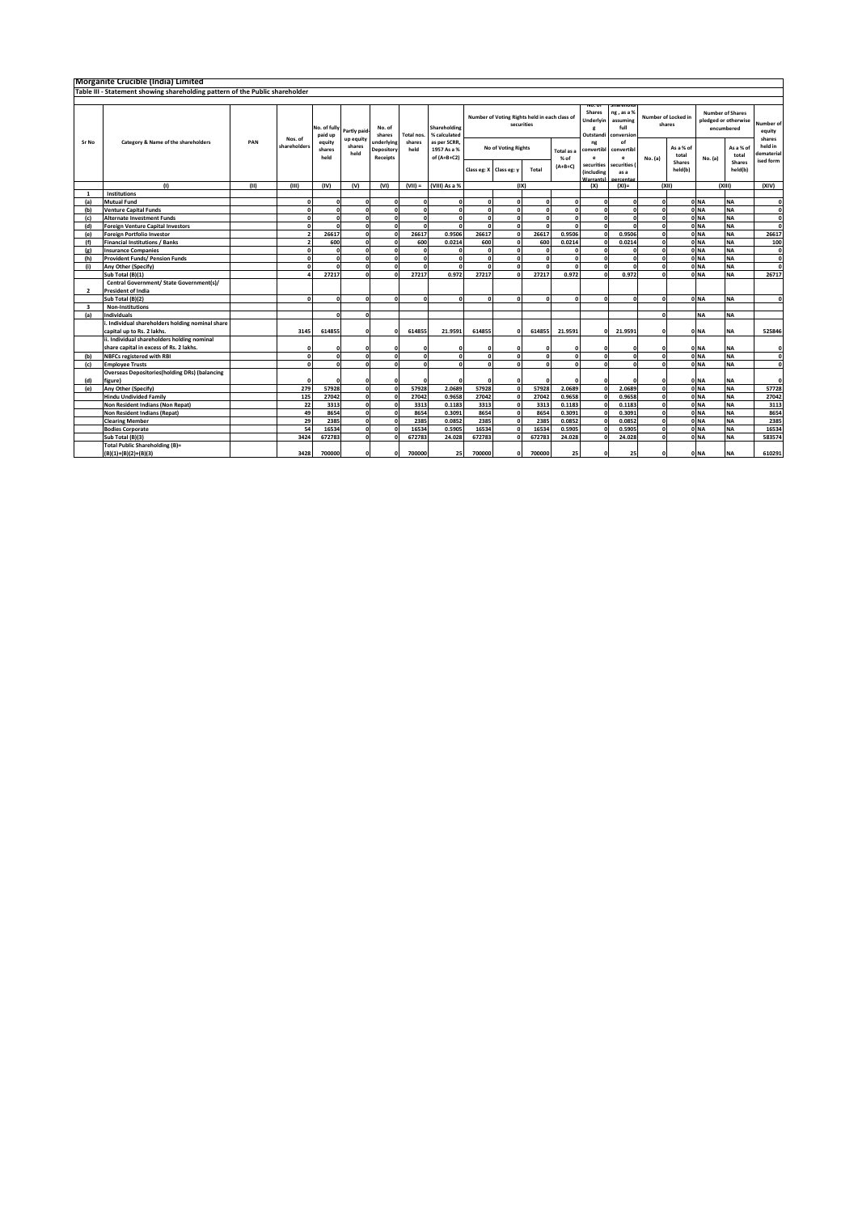# Morganite Crucible (India) Limited

## Table III - Statement showing shareholding pattern of the Public shareholder

| Sr No | Category & Name of the shareholders | PAN | Nos. of shareholders | No. of fully paid up equity shares held | Partly paid-up equity shares held | No. of shares underlying Depository Receipts | Total nos. shares held | Shareholding % calculated as per SCRR, 1957 As a % of (A+B+C2) | Number of Voting Rights held in each class of securities | | | | No. of Shares Underlying Outstanding convertible securities (including Warrants) | Shareholding, as a % assuming full conversion of convertible securities ( as a percentage | Number of Locked in shares | | Number of Shares pledged or otherwise encumbered | | Number of equity shares held in dematerialised form |
|---|---|---|---|---|---|---|---|---|---|---|---|---|---|---|---|---|---|---|---|
| | | | | | | | | | No of Voting Rights | | | Total as a % of (A+B+C) | | | No. (a) | As a % of total Shares held(b) | No. (a) | As a % of total Shares held(b) | |
| | | | | | | | | | Class eg: X | Class eg: y | Total | | | | | | | | |
| | (I) | (II) | (III) | (IV) | (V) | (VI) | (VII) = | (VIII) As a % | (IX) | | | | (X) | (XI)= | (XII) | | (XIII) | | (XIV) |
| 1 | Institutions | | | | | | | | | | | | | | | | | | |
| (a) | Mutual Fund | | 0 | 0 | 0 | 0 | 0 | 0 | 0 | 0 | 0 | 0 | 0 | 0 | 0 | 0 | NA | NA | 0 |
| (b) | Venture Capital Funds | | 0 | 0 | 0 | 0 | 0 | 0 | 0 | 0 | 0 | 0 | 0 | 0 | 0 | 0 | NA | NA | 0 |
| (c) | Alternate Investment Funds | | 0 | 0 | 0 | 0 | 0 | 0 | 0 | 0 | 0 | 0 | 0 | 0 | 0 | 0 | NA | NA | 0 |
| (d) | Foreign Venture Capital Investors | | 0 | 0 | 0 | 0 | 0 | 0 | 0 | 0 | 0 | 0 | 0 | 0 | 0 | 0 | NA | NA | 0 |
| (e) | Foreign Portfolio Investor | | 2 | 26617 | 0 | 0 | 26617 | 0.9506 | 26617 | 0 | 26617 | 0.9506 | 0 | 0.9506 | 0 | 0 | NA | NA | 26617 |
| (f) | Financial Institutions / Banks | | 2 | 600 | 0 | 0 | 600 | 0.0214 | 600 | 0 | 600 | 0.0214 | 0 | 0.0214 | 0 | 0 | NA | NA | 100 |
| (g) | Insurance Companies | | 0 | 0 | 0 | 0 | 0 | 0 | 0 | 0 | 0 | 0 | 0 | 0 | 0 | 0 | NA | NA | 0 |
| (h) | Provident Funds/ Pension Funds | | 0 | 0 | 0 | 0 | 0 | 0 | 0 | 0 | 0 | 0 | 0 | 0 | 0 | 0 | NA | NA | 0 |
| (i) | Any Other (Specify) | | 0 | 0 | 0 | 0 | 0 | 0 | 0 | 0 | 0 | 0 | 0 | 0 | 0 | 0 | NA | NA | 0 |
| | Sub Total (B)(1) | | 4 | 27217 | 0 | 0 | 27217 | 0.972 | 27217 | 0 | 27217 | 0.972 | 0 | 0.972 | 0 | 0 | NA | NA | 26717 |
| 2 | Central Government/ State Government(s)/ President of India | | | | | | | | | | | | | | | | | | |
| | Sub Total (B)(2) | | 0 | 0 | 0 | 0 | 0 | 0 | 0 | 0 | 0 | 0 | 0 | 0 | 0 | 0 | NA | NA | 0 |
| 3 | Non-Institutions | | | | | | | | | | | | | | | | | | |
| (a) | Individuals | | | 0 | 0 | | | | | | | | | | 0 | | NA | NA | |
| | i. Individual shareholders holding nominal share capital up to Rs. 2 lakhs. | | 3145 | 614855 | 0 | 0 | 614855 | 21.9591 | 614855 | 0 | 614855 | 21.9591 | 0 | 21.9591 | 0 | 0 | NA | NA | 525846 |
| | ii. Individual shareholders holding nominal share capital in excess of Rs. 2 lakhs. | | 0 | 0 | 0 | 0 | 0 | 0 | 0 | 0 | 0 | 0 | 0 | 0 | 0 | 0 | NA | NA | 0 |
| (b) | NBFCs registered with RBI | | 0 | 0 | 0 | 0 | 0 | 0 | 0 | 0 | 0 | 0 | 0 | 0 | 0 | 0 | NA | NA | 0 |
| (c) | Employee Trusts | | 0 | 0 | 0 | 0 | 0 | 0 | 0 | 0 | 0 | 0 | 0 | 0 | 0 | 0 | NA | NA | 0 |
| (d) | Overseas Depositories(holding DRs) (balancing figure) | | 0 | 0 | 0 | 0 | 0 | 0 | 0 | 0 | 0 | 0 | 0 | 0 | 0 | 0 | NA | NA | 0 |
| (e) | Any Other (Specify) | | 279 | 57928 | 0 | 0 | 57928 | 2.0689 | 57928 | 0 | 57928 | 2.0689 | 0 | 2.0689 | 0 | 0 | NA | NA | 57728 |
| | Hindu Undivided Family | | 125 | 27042 | 0 | 0 | 27042 | 0.9658 | 27042 | 0 | 27042 | 0.9658 | 0 | 0.9658 | 0 | 0 | NA | NA | 27042 |
| | Non Resident Indians (Non Repat) | | 22 | 3313 | 0 | 0 | 3313 | 0.1183 | 3313 | 0 | 3313 | 0.1183 | 0 | 0.1183 | 0 | 0 | NA | NA | 3113 |
| | Non Resident Indians (Repat) | | 49 | 8654 | 0 | 0 | 8654 | 0.3091 | 8654 | 0 | 8654 | 0.3091 | 0 | 0.3091 | 0 | 0 | NA | NA | 8654 |
| | Clearing Member | | 29 | 2385 | 0 | 0 | 2385 | 0.0852 | 2385 | 0 | 2385 | 0.0852 | 0 | 0.0852 | 0 | 0 | NA | NA | 2385 |
| | Bodies Corporate | | 54 | 16534 | 0 | 0 | 16534 | 0.5905 | 16534 | 0 | 16534 | 0.5905 | 0 | 0.5905 | 0 | 0 | NA | NA | 16534 |
| | Sub Total (B)(3) | | 3424 | 672783 | 0 | 0 | 672783 | 24.028 | 672783 | 0 | 672783 | 24.028 | 0 | 24.028 | 0 | 0 | NA | NA | 583574 |
| | Total Public Shareholding (B)= (B)(1)+(B)(2)+(B)(3) | | 3428 | 700000 | 0 | 0 | 700000 | 25 | 700000 | 0 | 700000 | 25 | 0 | 25 | 0 | 0 | NA | NA | 610291 |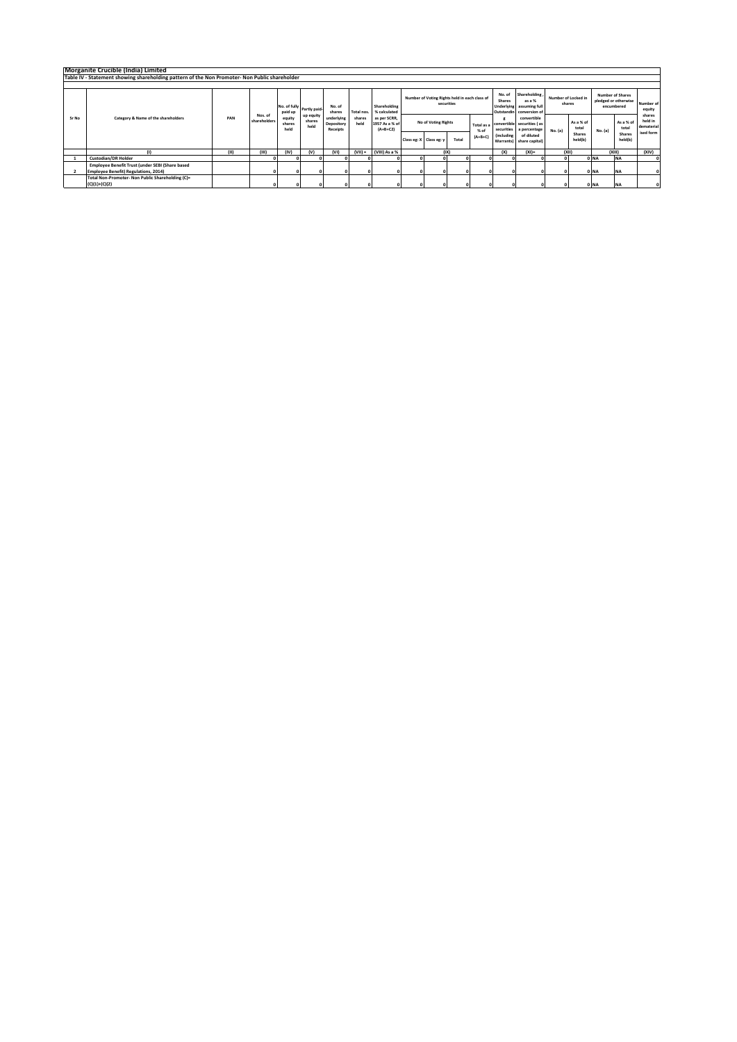# Morganite Crucible (India) Limited

## Table IV - Statement showing shareholding pattern of the Non Promoter- Non Public shareholder

| Sr No | Category & Name of the shareholders | PAN | Nos. of shareholders | No. of fully paid up equity shares held | Partly paid-up equity shares held | No. of shares underlying Depository Receipts | Total nos. shares held | Shareholding % calculated as per SCRR, 1957 As a % of (A+B+C2) | Number of Voting Rights held in each class of securities | | | | No. of Shares Underlying Outstanding convertible securities (including Warrants) | Shareholding , as a % assuming full conversion of convertible securities ( as a percentage of diluted share capital) | Number of Locked in shares | | Number of Shares pledged or otherwise encumbered | | Number of equity shares held in dematerialised form |
|---|---|---|---|---|---|---|---|---|---|---|---|---|---|---|---|---|---|---|---|
| | | | | | | | | | No of Voting Rights | | | Total as a % of (A+B+C) | | | No. (a) | As a % of total Shares held(b) | No. (a) | As a % of total Shares held(b) | |
| | | | | | | | | | Class eg: X | Class eg: y | Total | | | | | | | | |
| | (I) | (II) | (III) | (IV) | (V) | (VI) | (VII) = | (VIII) As a % | (IX) | | | | (X) | (XI)= | (XII) | | (XIII) | | (XIV) |
| 1 | Custodian/DR Holder | | 0 | 0 | 0 | 0 | 0 | 0 | 0 | 0 | 0 | 0 | 0 | 0 | 0 | 0 | NA | NA | 0 |
| 2 | Employee Benefit Trust (under SEBI (Share based Employee Benefit) Regulations, 2014) | | 0 | 0 | 0 | 0 | 0 | 0 | 0 | 0 | 0 | 0 | 0 | 0 | 0 | 0 | NA | NA | 0 |
| | Total Non-Promoter- Non Public Shareholding (C)= (C)(1)+(C)(2) | | 0 | 0 | 0 | 0 | 0 | 0 | 0 | 0 | 0 | 0 | 0 | 0 | 0 | 0 | NA | NA | 0 |